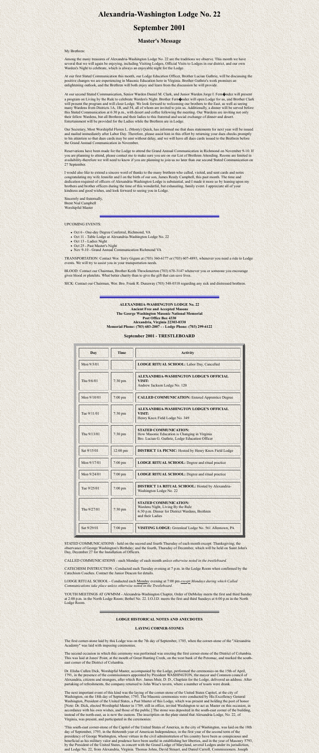# Alexandria-Washington Lodge No. 22

# September 2001

## Master's Message

My Brethren:

Among the many treasures of Alexandria-Washington Lodge No. 22 are the traditions we observe. This month we have several that we will again be enjoying, including Visiting Lodges, Official Visits to Lodges in our district, and our own Warden's Night to celebrate, which is always an enjoyable night for the Lodge.

At our first Stated Communication this month, our Lodge Education Officer, Brother Lucian Guthrie, will be discussing the positive changes we are experiencing in Masonic Education here in Virginia. Brother Guthrie's work promises an enlightening outlook, and the Brethren will both enjoy and learn from the discussion he will provide.

At our second Stated Communication, Senior Warden Daniel M. Clark, and Junior Warden Jorge I. Fern�ndez will present a program on Living by the Rule to celebrate Warden's Night. Brother Fern�ndez will open Lodge for us, and Brother Clark will present the program and will close Lodge. We look forward to welcoming our brothers to the East, as well as seeing many Wardens from Districts 1A, 1B, and 54, all of whom are invited to join us. Additionally, a dinner will be served before this Stated Communication at 6:30 p.m., with desert and coffee following the meeting. Our Wardens are inviting not only their fellow Wardens, but all Brethren and their ladies to this fraternal and social exchange of dinner and desert. Entertainment will be provided for the Ladies while the Brethren are in Lodge.

Our Secretary, Most Worshipful Floren L. (Monty) Quick, has informed me that dues statements for next year will be issued and mailed immediately after Labor Day. Therefore, please assist him in this effort by returning your dues checks promptly to his attention so that dues cards may be sent without delay, and we will have all dues cards issued to the Brethren before the Grand Annual Communication in November.

Reservations have been made for the Lodge to attend the Grand Annual Communication in Richmond on November 9-10. If you are planning to attend, please contact me to make sure you are on our List of Brethren Attending. Rooms are limited in availability therefore we will need to know if you are planning to join us no later than our second Stated Communication on 27 September.

I would also like to extend a sincere word of thanks to the many brethren who called, visited, and sent cards and notes congratulating my wife Jennifer and I on the birth of our son, James Reedy Campbell, this past month. The time and dedication required of officers of Alexandria-Washington Lodge is substantial, and I made it more so by leaning upon my brothers and brother officers during the time of this wonderful, but exhausting, family event. I appreciate all of your kindness and good wishes, and look forward to seeing you in Lodge.

Sincerely and fraternally,
Brent Nial Campbell
Worshipful Master

---

UPCOMING EVENTS:

- Oct 6 - One-day Degree Conferral, Richmond, VA
- Oct 11 - Table Lodge at Alexandria-Washington Lodge No. 22
- Oct 13 - Ladies Night
- Oct 25 - Past Master's Night
- Nov 9-10 - Grand Annual Communication Richmond VA

TRANSPORTATION: Contact Wor. Terry Gigure at (703) 360-6177 or (703) 607-4893, whenever you need a ride to Lodge events. We will try to assist you in your transportation needs.

BLOOD: Contact our Chairman, Brother Keith Throckmorton (703) 670-3147 whenever you or someone you encourage gives blood or platelets. What better charity than to give the gift that can save lives.

SICK: Contact our Chairman, Wor. Bro. Frank R. Dunaway (703) 548-0318 regarding any sick and distressed brethren.

---

**ALEXANDRIA-WASHINGTON LODGE No. 22**
**Ancient Free and Accepted Masons**
**The George Washington Masonic National Memorial**
**Post Office Box 4330**
**Alexandria, Virginia 22303-0330**
**Memorial Phone: (703) 683-2007 - - Lodge Phone: (703) 299-6122**

### September 2001 - TRESTLEBOARD

| Day | Time | Activity |
|---|---|---|
| Mon 9/3/01 | | **LODGE RITUAL SCHOOL:** Labor Day, Cancelled |
| Thu 9/6/01 | 7:30 pm | **ALEXANDRIA-WASHINGTON LODGE'S OFFICIAL VISIT:** Andrew Jackson Lodge No. 120 |
| Mon 9/10/01 | 7:00 pm | **CALLED COMMUNICATION:** Entered Apprentice Degree |
| Tue 9/11/01 | 7:30 pm | **ALEXANDRIA-WASHINGTON LODGE'S OFFICIAL VISIT:** Henry Knox Field Lodge No. 349 |
| Thu 9/13/01 | 7:30 pm | **STATED COMMUNICATION:** How Masonic Education is Changing in Virginia Bro. Lucian G. Guthrie, Lodge Education Officer |
| Sat 9/15/01 | 12:00 pm | **DISTRICT 1A PICNIC:** Hosted by Henry Knox Field Lodge |
| Mon 9/17/01 | 7:00 pm | **LODGE RITUAL SCHOOL:** Degree and ritual practice |
| Mon 9/24/01 | 7:00 pm | **LODGE RITUAL SCHOOL:** Degree and ritual practice |
| Tue 9/25/01 | 7:00 pm | **DISTRICT 1A RITUAL SCHOOL:** Hosted by Alexandria-Washington Lodge No. 22 |
| Thu 9/27/01 | 7:30 pm | **STATED COMMUNICATION:** Wardens Night, Living By the Rule 6:30 p.m. Dinner for District Wardens, Brethren and their Ladies |
| Sat 9/29/01 | 7:00 pm | **VISITING LODGE:** Greenleaf Lodge No. 561 Allentown, PA |

STATED COMMUNICATIONS - held on the second and fourth Thursday of each month except: Thanksgiving; the observance of George Washington's Birthday; and the fourth, Thursday of December, which will be held on Saint John's Day, December 27 for the Installation of Officers.

CALLED COMMUNICATIONS - each Monday of each month *unless otherwise noted in the trestleboard.*

CATECHISM INSTRUCTION - Conducted each Tuesday evening at 7 p.m. in the Lodge Room when confirmed by the Catechism Coaches. Contact the Junior Deacon for details.

LODGE RITUAL SCHOOL - Conducted each Monday evening at 7:00 pm *except Mondays during which Called Communications take place unless otherwise noted in the Trestleboard.*

YOUTH MEETINGS AT GWMNM - Alexandria-Washington Chapter, Order of DeMolay meets the first and third Sunday at 2:00 p.m. in the North Lodge Room; Bethel No. 22, I.O.J.D. meets the first and third Sundays at 6:00 p.m in the North Lodge Room.

---

**LODGE HISTORICAL NOTES AND ANECDOTES**

**LAYING CORNER-STONES**

The first corner-stone laid by this Lodge was on the 7th day of September, 1785, when the corner-stone of the "Alexandria Academy" was laid with imposing ceremonies.

The second occasion in which this ceremony was performed was erecting the first corner-stone of the District of Columbia. This was laid at Jones' Point, at the mouth of Great Hunting Creek, on the west bank of the Potomac, and marked the south-east corner of the District of Columbia.

Dr. Elisha Cullen Dick, Worshipful Master, accompanied by the Lodge, performed the ceremonies on the 15th of April, 1791, in the presence of the commissioners appointed by President WASHINGTON, the mayor and Common council of Alexandria, citizens and strangers, after which Rev. James Muir, D. D., Chaplain for the Lodge, delivered an address. After partaking of refreshments, the company returned to John Wise's tavern, where a number of toasts were drank.

The next important event of this kind was the laying of the corner-stone of the United States Capitol, at the city of Washington, on the 18th day of September, 1793. The Masonic ceremonies were conducted by His Excellency General Washington, President of the United States, a Past Master of this Lodge, which was present and holding the post of honor [Note: Dr. Dick, elected Worshipful Master in 1789, still in office, invited Washington to act as Master on this occasion, in accordance with his own wishes, and those of the public.] The stone was deposited in the south-east corner of the building, instead of the north-east, as is now the custom. The inscription on the plate stated that Alexandria Lodge, No. 22, of Virginia, was present, and participated in the ceremonies:

'This south-east corner-stone of the Capitol of the United States of America, in the city of Washington, was laid on the 18th day of September, 1793, in the thirteenth year of American Independence, in the first year of the second term of the presidency of George Washington, whose virtues in the civil administration of his country have been as conspicuous and beneficial as his military valor and prudence have been useful in establishing her liberties, and in the year of Masonry 5793, by the President of the United States, in concert with the Grand Lodge of Maryland, several Lodges under its jurisdiction, and Lodge No. 22, from Alexandria, Virginia. Thomas Johns, David Steuart, and Daniel Carroll, Commissioners. Joseph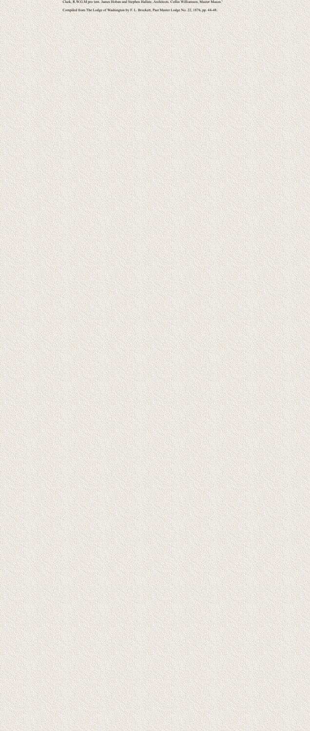Clark, R.W.G.M pro tem. James Hoban and Stephen Hallate, Architects. Collin Williamson, Master Mason.'

Compiled from The Lodge of Washington by F. L. Brockett, Past Master Lodge No. 22, 1876, pp. 44-48.